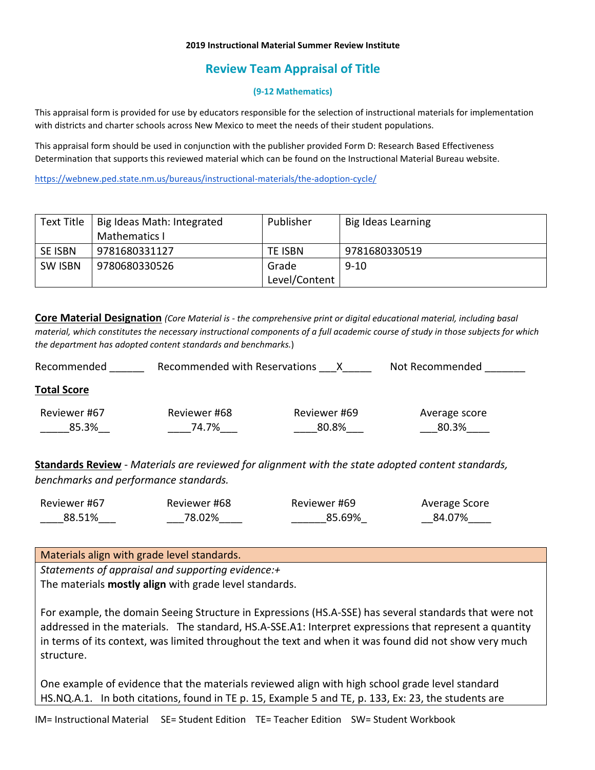**2019 Instructional Material Summer Review Institute**

# Review Team Appraisal of Title

### (9-12 Mathematics)

This appraisal form is provided for use by educators responsible for the selection of instructional materials for implementation with districts and charter schools across New Mexico to meet the needs of their student populations.

This appraisal form should be used in conjunction with the publisher provided Form D: Research Based Effectiveness Determination that supports this reviewed material which can be found on the Instructional Material Bureau website.

https://webnew.ped.state.nm.us/bureaus/instructional-materials/the-adoption-cycle/

| Text Title | Big Ideas Math: Integrated Mathematics I | Publisher | Big Ideas Learning |
|---|---|---|---|
| SE ISBN | 9781680331127 | TE ISBN | 9781680330519 |
| SW ISBN | 9780680330526 | Grade Level/Content | 9-10 |

**Core Material Designation** *(Core Material is - the comprehensive print or digital educational material, including basal material, which constitutes the necessary instructional components of a full academic course of study in those subjects for which the department has adopted content standards and benchmarks.)*

Recommended ______ Recommended with Reservations ___X_____ Not Recommended _______

**Total Score**

| Reviewer #67 | Reviewer #68 | Reviewer #69 | Average score |
|---|---|---|---|
| _____85.3%__ | ____74.7%___ | ____80.8%___ | ___80.3%____ |

**Standards Review** - *Materials are reviewed for alignment with the state adopted content standards, benchmarks and performance standards.*

| Reviewer #67 | Reviewer #68 | Reviewer #69 | Average Score |
|---|---|---|---|
| ____88.51%___ | ___78.02%____ | ______85.69%_ | __84.07%____ |

| Materials align with grade level standards. |
|---|
| *Statements of appraisal and supporting evidence:+*<br>The materials **mostly align** with grade level standards.<br><br>For example, the domain Seeing Structure in Expressions (HS.A-SSE) has several standards that were not addressed in the materials. The standard, HS.A-SSE.A1: Interpret expressions that represent a quantity in terms of its context, was limited throughout the text and when it was found did not show very much structure.<br><br>One example of evidence that the materials reviewed align with high school grade level standard HS.NQ.A.1. In both citations, found in TE p. 15, Example 5 and TE, p. 133, Ex: 23, the students are |

IM= Instructional Material SE= Student Edition TE= Teacher Edition SW= Student Workbook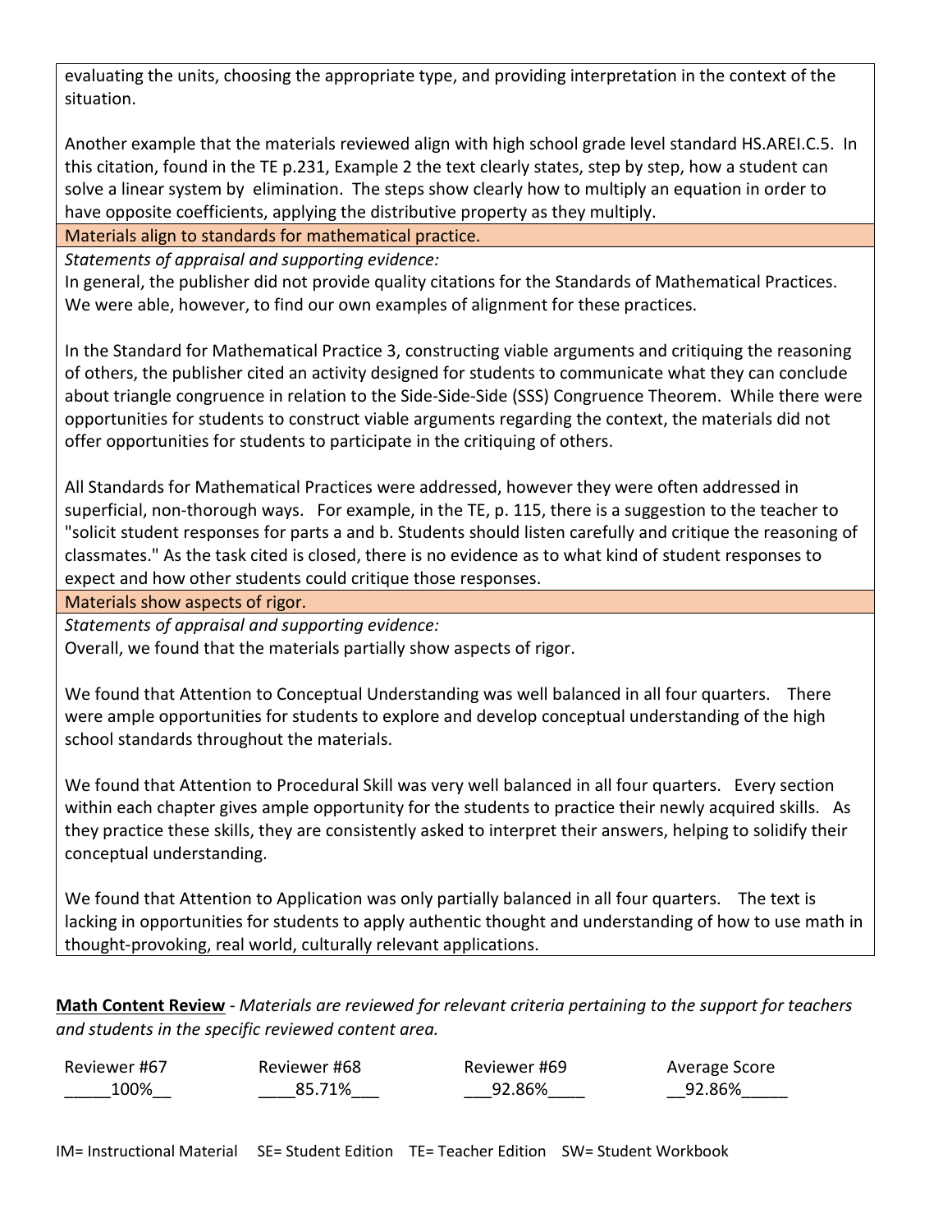evaluating the units, choosing the appropriate type, and providing interpretation in the context of the situation.

Another example that the materials reviewed align with high school grade level standard HS.AREI.C.5. In this citation, found in the TE p.231, Example 2 the text clearly states, step by step, how a student can solve a linear system by elimination. The steps show clearly how to multiply an equation in order to have opposite coefficients, applying the distributive property as they multiply.

**Materials align to standards for mathematical practice.**

*Statements of appraisal and supporting evidence:*

In general, the publisher did not provide quality citations for the Standards of Mathematical Practices. We were able, however, to find our own examples of alignment for these practices.

In the Standard for Mathematical Practice 3, constructing viable arguments and critiquing the reasoning of others, the publisher cited an activity designed for students to communicate what they can conclude about triangle congruence in relation to the Side-Side-Side (SSS) Congruence Theorem. While there were opportunities for students to construct viable arguments regarding the context, the materials did not offer opportunities for students to participate in the critiquing of others.

All Standards for Mathematical Practices were addressed, however they were often addressed in superficial, non-thorough ways. For example, in the TE, p. 115, there is a suggestion to the teacher to "solicit student responses for parts a and b. Students should listen carefully and critique the reasoning of classmates." As the task cited is closed, there is no evidence as to what kind of student responses to expect and how other students could critique those responses.

**Materials show aspects of rigor.**

*Statements of appraisal and supporting evidence:*

Overall, we found that the materials partially show aspects of rigor.

We found that Attention to Conceptual Understanding was well balanced in all four quarters. There were ample opportunities for students to explore and develop conceptual understanding of the high school standards throughout the materials.

We found that Attention to Procedural Skill was very well balanced in all four quarters. Every section within each chapter gives ample opportunity for the students to practice their newly acquired skills. As they practice these skills, they are consistently asked to interpret their answers, helping to solidify their conceptual understanding.

We found that Attention to Application was only partially balanced in all four quarters. The text is lacking in opportunities for students to apply authentic thought and understanding of how to use math in thought-provoking, real world, culturally relevant applications.

**Math Content Review** - *Materials are reviewed for relevant criteria pertaining to the support for teachers and students in the specific reviewed content area.*

| Reviewer #67 | Reviewer #68 | Reviewer #69 | Average Score |
|---|---|---|---|
| 100% | 85.71% | 92.86% | 92.86% |

IM= Instructional Material SE= Student Edition TE= Teacher Edition SW= Student Workbook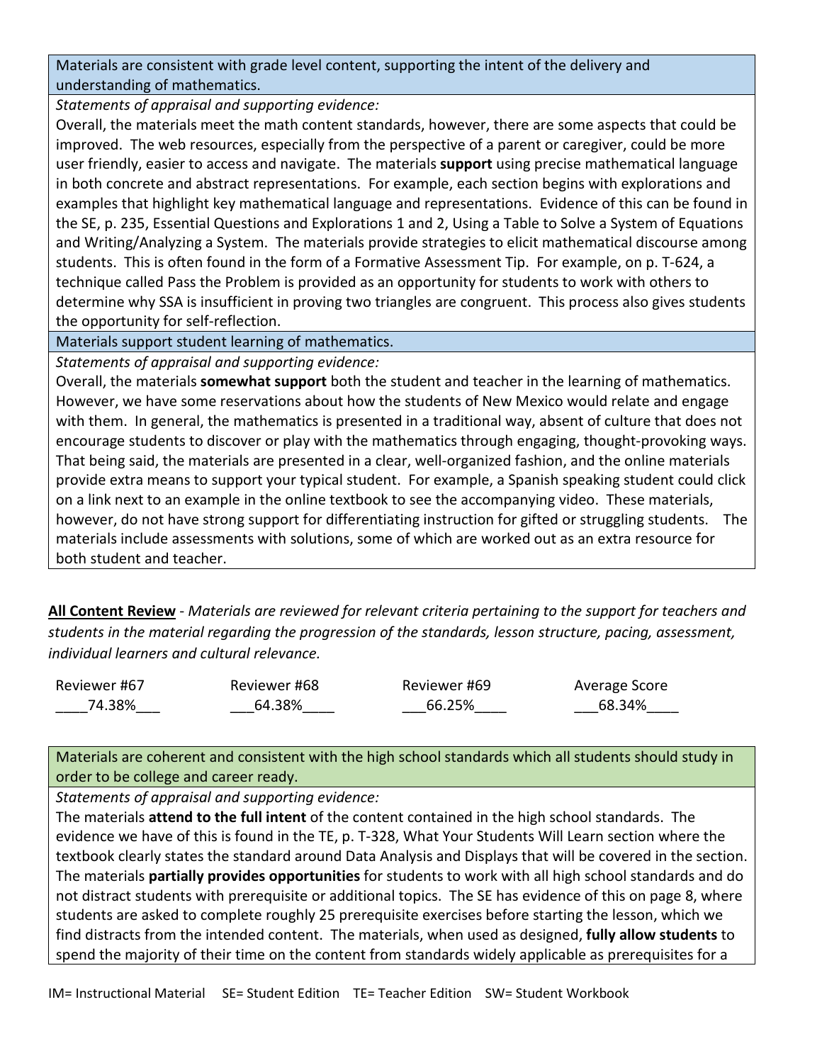| Materials are consistent with grade level content, supporting the intent of the delivery and understanding of mathematics. |
|---|
| *Statements of appraisal and supporting evidence:*<br>Overall, the materials meet the math content standards, however, there are some aspects that could be improved. The web resources, especially from the perspective of a parent or caregiver, could be more user friendly, easier to access and navigate. The materials **support** using precise mathematical language in both concrete and abstract representations. For example, each section begins with explorations and examples that highlight key mathematical language and representations. Evidence of this can be found in the SE, p. 235, Essential Questions and Explorations 1 and 2, Using a Table to Solve a System of Equations and Writing/Analyzing a System. The materials provide strategies to elicit mathematical discourse among students. This is often found in the form of a Formative Assessment Tip. For example, on p. T-624, a technique called Pass the Problem is provided as an opportunity for students to work with others to determine why SSA is insufficient in proving two triangles are congruent. This process also gives students the opportunity for self-reflection. |
| Materials support student learning of mathematics. |
| *Statements of appraisal and supporting evidence:*<br>Overall, the materials **somewhat support** both the student and teacher in the learning of mathematics. However, we have some reservations about how the students of New Mexico would relate and engage with them. In general, the mathematics is presented in a traditional way, absent of culture that does not encourage students to discover or play with the mathematics through engaging, thought-provoking ways. That being said, the materials are presented in a clear, well-organized fashion, and the online materials provide extra means to support your typical student. For example, a Spanish speaking student could click on a link next to an example in the online textbook to see the accompanying video. These materials, however, do not have strong support for differentiating instruction for gifted or struggling students. The materials include assessments with solutions, some of which are worked out as an extra resource for both student and teacher. |

**All Content Review** - *Materials are reviewed for relevant criteria pertaining to the support for teachers and students in the material regarding the progression of the standards, lesson structure, pacing, assessment, individual learners and cultural relevance.*

| Reviewer #67 | Reviewer #68 | Reviewer #69 | Average Score |
|---|---|---|---|
| 74.38% | 64.38% | 66.25% | 68.34% |

| Materials are coherent and consistent with the high school standards which all students should study in order to be college and career ready. |
|---|
| *Statements of appraisal and supporting evidence:*<br>The materials **attend to the full intent** of the content contained in the high school standards. The evidence we have of this is found in the TE, p. T-328, What Your Students Will Learn section where the textbook clearly states the standard around Data Analysis and Displays that will be covered in the section. The materials **partially provides opportunities** for students to work with all high school standards and do not distract students with prerequisite or additional topics. The SE has evidence of this on page 8, where students are asked to complete roughly 25 prerequisite exercises before starting the lesson, which we find distracts from the intended content. The materials, when used as designed, **fully allow students** to spend the majority of their time on the content from standards widely applicable as prerequisites for a |

IM= Instructional Material SE= Student Edition TE= Teacher Edition SW= Student Workbook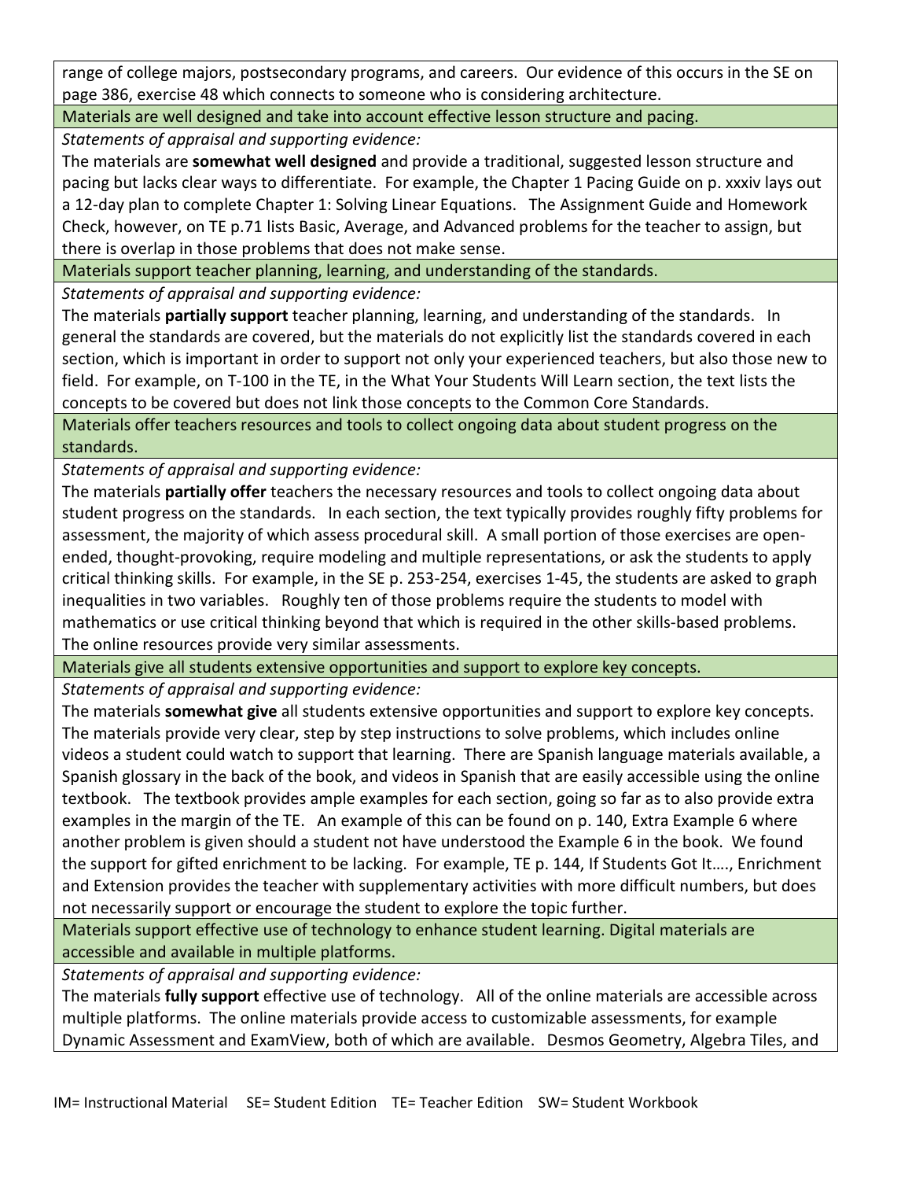range of college majors, postsecondary programs, and careers. Our evidence of this occurs in the SE on page 386, exercise 48 which connects to someone who is considering architecture.

| Materials are well designed and take into account effective lesson structure and pacing. |
|---|
| *Statements of appraisal and supporting evidence:*<br>The materials are **somewhat well designed** and provide a traditional, suggested lesson structure and pacing but lacks clear ways to differentiate. For example, the Chapter 1 Pacing Guide on p. xxxiv lays out a 12-day plan to complete Chapter 1: Solving Linear Equations. The Assignment Guide and Homework Check, however, on TE p.71 lists Basic, Average, and Advanced problems for the teacher to assign, but there is overlap in those problems that does not make sense. |
| **Materials support teacher planning, learning, and understanding of the standards.** |
| *Statements of appraisal and supporting evidence:*<br>The materials **partially support** teacher planning, learning, and understanding of the standards. In general the standards are covered, but the materials do not explicitly list the standards covered in each section, which is important in order to support not only your experienced teachers, but also those new to field. For example, on T-100 in the TE, in the What Your Students Will Learn section, the text lists the concepts to be covered but does not link those concepts to the Common Core Standards. |
| **Materials offer teachers resources and tools to collect ongoing data about student progress on the standards.** |
| *Statements of appraisal and supporting evidence:*<br>The materials **partially offer** teachers the necessary resources and tools to collect ongoing data about student progress on the standards. In each section, the text typically provides roughly fifty problems for assessment, the majority of which assess procedural skill. A small portion of those exercises are open-ended, thought-provoking, require modeling and multiple representations, or ask the students to apply critical thinking skills. For example, in the SE p. 253-254, exercises 1-45, the students are asked to graph inequalities in two variables. Roughly ten of those problems require the students to model with mathematics or use critical thinking beyond that which is required in the other skills-based problems. The online resources provide very similar assessments. |
| **Materials give all students extensive opportunities and support to explore key concepts.** |
| *Statements of appraisal and supporting evidence:*<br>The materials **somewhat give** all students extensive opportunities and support to explore key concepts. The materials provide very clear, step by step instructions to solve problems, which includes online videos a student could watch to support that learning. There are Spanish language materials available, a Spanish glossary in the back of the book, and videos in Spanish that are easily accessible using the online textbook. The textbook provides ample examples for each section, going so far as to also provide extra examples in the margin of the TE. An example of this can be found on p. 140, Extra Example 6 where another problem is given should a student not have understood the Example 6 in the book. We found the support for gifted enrichment to be lacking. For example, TE p. 144, If Students Got It…., Enrichment and Extension provides the teacher with supplementary activities with more difficult numbers, but does not necessarily support or encourage the student to explore the topic further. |
| **Materials support effective use of technology to enhance student learning. Digital materials are accessible and available in multiple platforms.** |
| *Statements of appraisal and supporting evidence:*<br>The materials **fully support** effective use of technology. All of the online materials are accessible across multiple platforms. The online materials provide access to customizable assessments, for example Dynamic Assessment and ExamView, both of which are available. Desmos Geometry, Algebra Tiles, and |

IM= Instructional Material SE= Student Edition TE= Teacher Edition SW= Student Workbook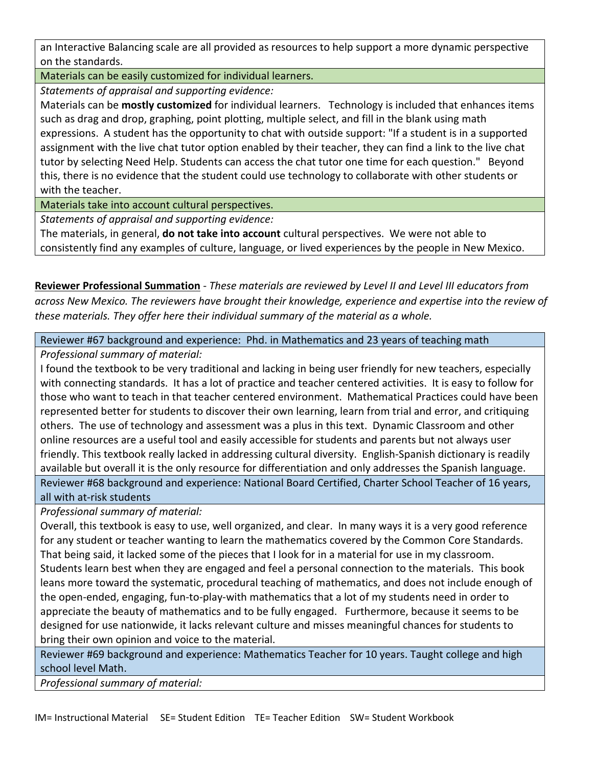an Interactive Balancing scale are all provided as resources to help support a more dynamic perspective on the standards.

| Materials can be easily customized for individual learners. |
|---|
| *Statements of appraisal and supporting evidence:* |
| Materials can be **mostly customized** for individual learners. Technology is included that enhances items such as drag and drop, graphing, point plotting, multiple select, and fill in the blank using math expressions. A student has the opportunity to chat with outside support: "If a student is in a supported assignment with the live chat tutor option enabled by their teacher, they can find a link to the live chat tutor by selecting Need Help. Students can access the chat tutor one time for each question." Beyond this, there is no evidence that the student could use technology to collaborate with other students or with the teacher. |

| Materials take into account cultural perspectives. |
|---|
| *Statements of appraisal and supporting evidence:* |
| The materials, in general, **do not take into account** cultural perspectives. We were not able to consistently find any examples of culture, language, or lived experiences by the people in New Mexico. |

**Reviewer Professional Summation** - *These materials are reviewed by Level II and Level III educators from across New Mexico. The reviewers have brought their knowledge, experience and expertise into the review of these materials. They offer here their individual summary of the material as a whole.*

| Reviewer #67 background and experience: Phd. in Mathematics and 23 years of teaching math |
|---|
| *Professional summary of material:* |
| I found the textbook to be very traditional and lacking in being user friendly for new teachers, especially with connecting standards. It has a lot of practice and teacher centered activities. It is easy to follow for those who want to teach in that teacher centered environment. Mathematical Practices could have been represented better for students to discover their own learning, learn from trial and error, and critiquing others. The use of technology and assessment was a plus in this text. Dynamic Classroom and other online resources are a useful tool and easily accessible for students and parents but not always user friendly. This textbook really lacked in addressing cultural diversity. English-Spanish dictionary is readily available but overall it is the only resource for differentiation and only addresses the Spanish language. |

| Reviewer #68 background and experience: National Board Certified, Charter School Teacher of 16 years, all with at-risk students |
|---|
| *Professional summary of material:* |
| Overall, this textbook is easy to use, well organized, and clear. In many ways it is a very good reference for any student or teacher wanting to learn the mathematics covered by the Common Core Standards. That being said, it lacked some of the pieces that I look for in a material for use in my classroom. Students learn best when they are engaged and feel a personal connection to the materials. This book leans more toward the systematic, procedural teaching of mathematics, and does not include enough of the open-ended, engaging, fun-to-play-with mathematics that a lot of my students need in order to appreciate the beauty of mathematics and to be fully engaged. Furthermore, because it seems to be designed for use nationwide, it lacks relevant culture and misses meaningful chances for students to bring their own opinion and voice to the material. |

| Reviewer #69 background and experience: Mathematics Teacher for 10 years. Taught college and high school level Math. |
|---|
| *Professional summary of material:* |

IM= Instructional Material SE= Student Edition TE= Teacher Edition SW= Student Workbook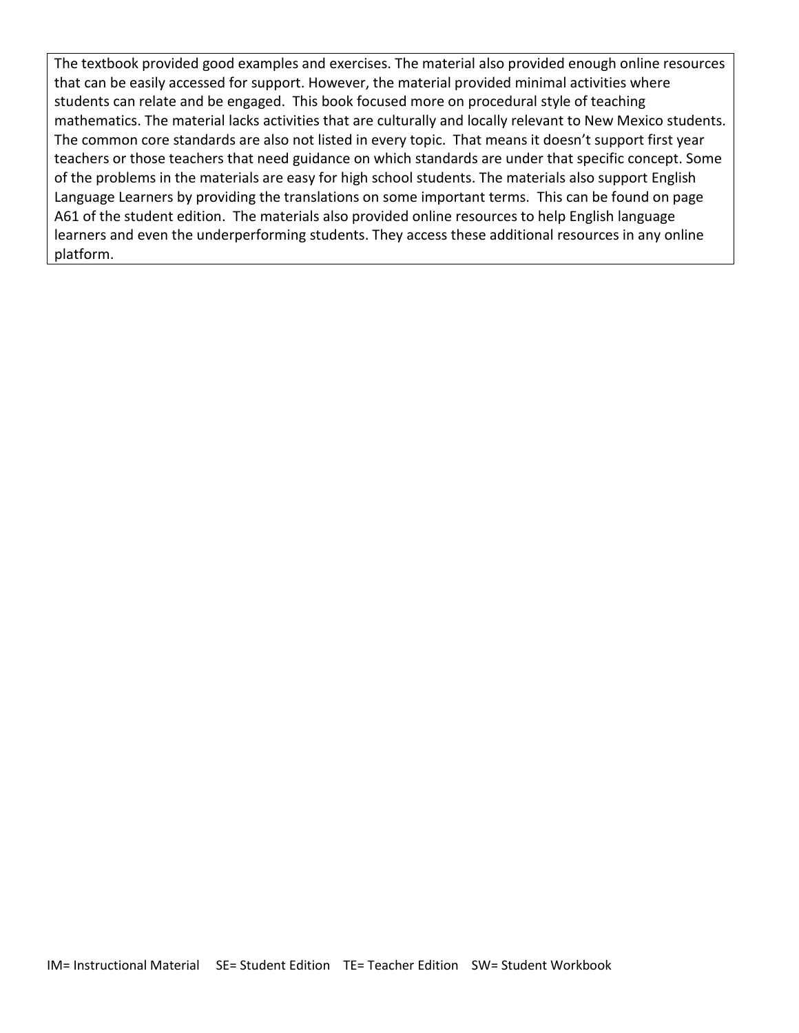The textbook provided good examples and exercises. The material also provided enough online resources that can be easily accessed for support. However, the material provided minimal activities where students can relate and be engaged. This book focused more on procedural style of teaching mathematics. The material lacks activities that are culturally and locally relevant to New Mexico students. The common core standards are also not listed in every topic. That means it doesn't support first year teachers or those teachers that need guidance on which standards are under that specific concept. Some of the problems in the materials are easy for high school students. The materials also support English Language Learners by providing the translations on some important terms. This can be found on page A61 of the student edition. The materials also provided online resources to help English language learners and even the underperforming students. They access these additional resources in any online platform.

IM= Instructional Material SE= Student Edition TE= Teacher Edition SW= Student Workbook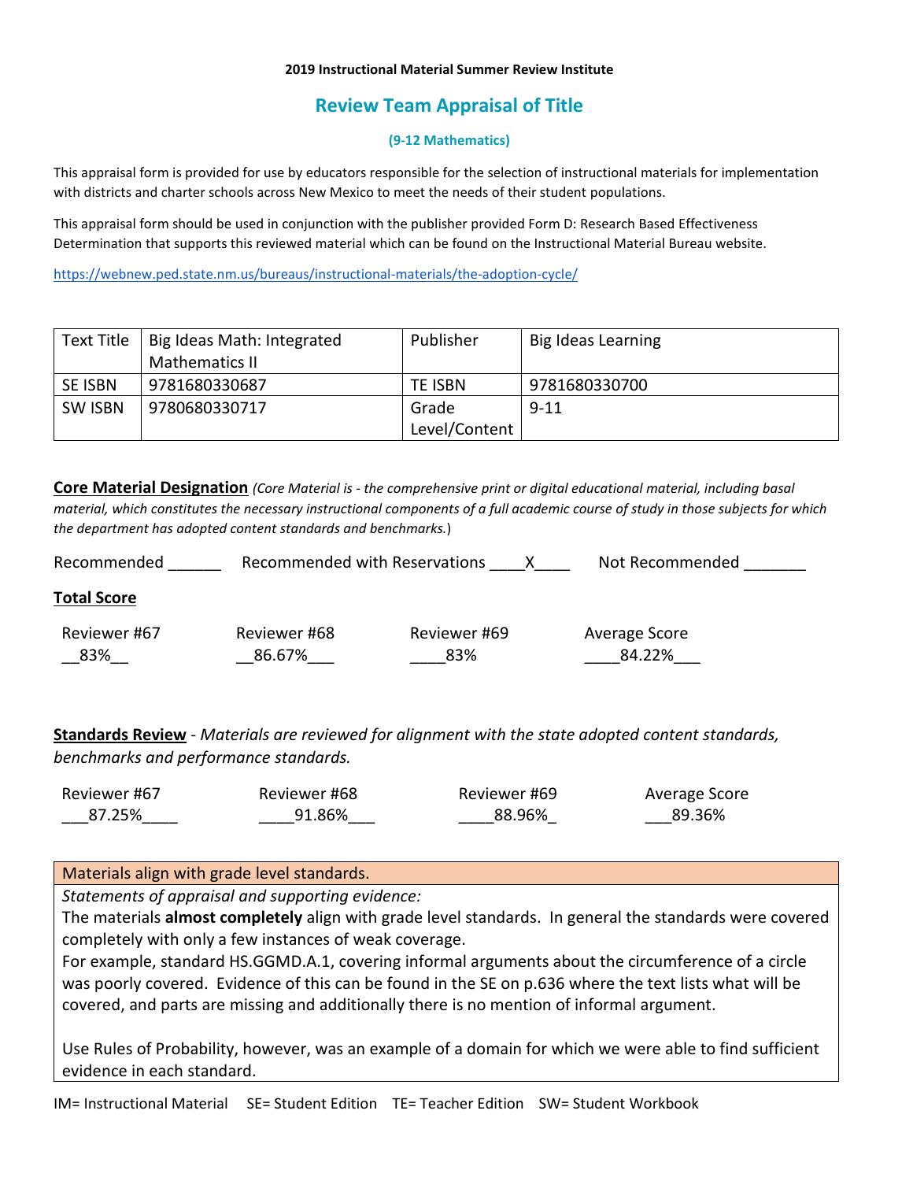**2019 Instructional Material Summer Review Institute**

## Review Team Appraisal of Title

**(9-12 Mathematics)**

This appraisal form is provided for use by educators responsible for the selection of instructional materials for implementation with districts and charter schools across New Mexico to meet the needs of their student populations.

This appraisal form should be used in conjunction with the publisher provided Form D: Research Based Effectiveness Determination that supports this reviewed material which can be found on the Instructional Material Bureau website.

https://webnew.ped.state.nm.us/bureaus/instructional-materials/the-adoption-cycle/

| Text Title | Big Ideas Math: Integrated Mathematics II | Publisher | Big Ideas Learning |
|---|---|---|---|
| SE ISBN | 9781680330687 | TE ISBN | 9781680330700 |
| SW ISBN | 9780680330717 | Grade Level/Content | 9-11 |

**Core Material Designation** *(Core Material is - the comprehensive print or digital educational material, including basal material, which constitutes the necessary instructional components of a full academic course of study in those subjects for which the department has adopted content standards and benchmarks.*)

Recommended ______ Recommended with Reservations ____X____ Not Recommended _______

**Total Score**

| Reviewer #67 | Reviewer #68 | Reviewer #69 | Average Score |
|---|---|---|---|
| 83% | 86.67% | 83% | 84.22% |

**Standards Review** - *Materials are reviewed for alignment with the state adopted content standards, benchmarks and performance standards.*

| Reviewer #67 | Reviewer #68 | Reviewer #69 | Average Score |
|---|---|---|---|
| 87.25% | 91.86% | 88.96% | 89.36% |

| Materials align with grade level standards. |
|---|
| *Statements of appraisal and supporting evidence:*<br>The materials **almost completely** align with grade level standards. In general the standards were covered completely with only a few instances of weak coverage.<br>For example, standard HS.GGMD.A.1, covering informal arguments about the circumference of a circle was poorly covered. Evidence of this can be found in the SE on p.636 where the text lists what will be covered, and parts are missing and additionally there is no mention of informal argument.<br><br>Use Rules of Probability, however, was an example of a domain for which we were able to find sufficient evidence in each standard. |

IM= Instructional Material SE= Student Edition TE= Teacher Edition SW= Student Workbook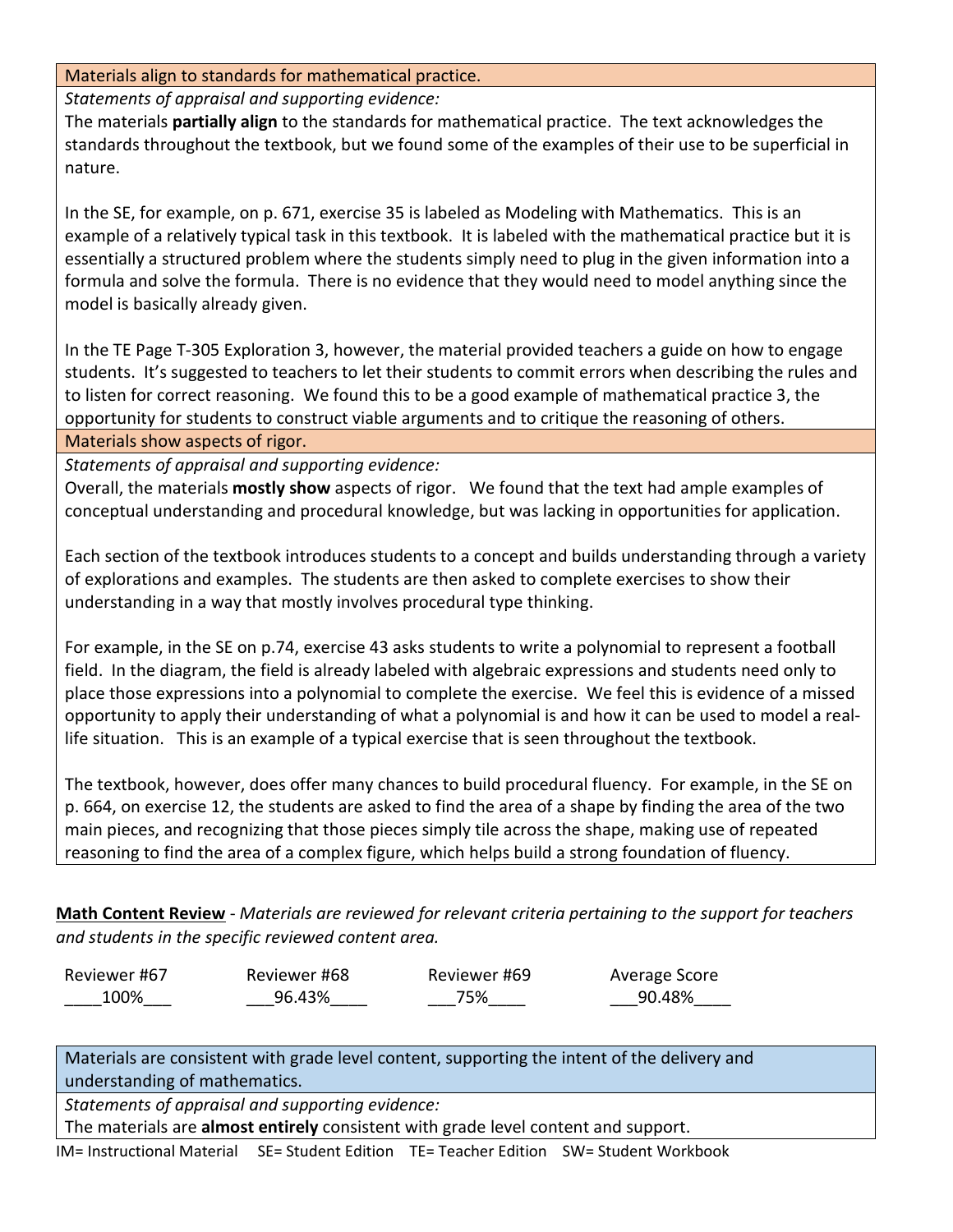| Materials align to standards for mathematical practice. |
| --- |
| *Statements of appraisal and supporting evidence:*<br>The materials **partially align** to the standards for mathematical practice. The text acknowledges the standards throughout the textbook, but we found some of the examples of their use to be superficial in nature.<br><br>In the SE, for example, on p. 671, exercise 35 is labeled as Modeling with Mathematics. This is an example of a relatively typical task in this textbook. It is labeled with the mathematical practice but it is essentially a structured problem where the students simply need to plug in the given information into a formula and solve the formula. There is no evidence that they would need to model anything since the model is basically already given.<br><br>In the TE Page T-305 Exploration 3, however, the material provided teachers a guide on how to engage students. It's suggested to teachers to let their students to commit errors when describing the rules and to listen for correct reasoning. We found this to be a good example of mathematical practice 3, the opportunity for students to construct viable arguments and to critique the reasoning of others. |

| Materials show aspects of rigor. |
| --- |
| *Statements of appraisal and supporting evidence:*<br>Overall, the materials **mostly show** aspects of rigor. We found that the text had ample examples of conceptual understanding and procedural knowledge, but was lacking in opportunities for application.<br><br>Each section of the textbook introduces students to a concept and builds understanding through a variety of explorations and examples. The students are then asked to complete exercises to show their understanding in a way that mostly involves procedural type thinking.<br><br>For example, in the SE on p.74, exercise 43 asks students to write a polynomial to represent a football field. In the diagram, the field is already labeled with algebraic expressions and students need only to place those expressions into a polynomial to complete the exercise. We feel this is evidence of a missed opportunity to apply their understanding of what a polynomial is and how it can be used to model a real-life situation. This is an example of a typical exercise that is seen throughout the textbook.<br><br>The textbook, however, does offer many chances to build procedural fluency. For example, in the SE on p. 664, on exercise 12, the students are asked to find the area of a shape by finding the area of the two main pieces, and recognizing that those pieces simply tile across the shape, making use of repeated reasoning to find the area of a complex figure, which helps build a strong foundation of fluency. |

**Math Content Review** - *Materials are reviewed for relevant criteria pertaining to the support for teachers and students in the specific reviewed content area.*

| Reviewer #67 | Reviewer #68 | Reviewer #69 | Average Score |
| --- | --- | --- | --- |
| 100% | 96.43% | 75% | 90.48% |

| Materials are consistent with grade level content, supporting the intent of the delivery and understanding of mathematics. |
| --- |
| *Statements of appraisal and supporting evidence:*<br>The materials are **almost entirely** consistent with grade level content and support. |

IM= Instructional Material SE= Student Edition TE= Teacher Edition SW= Student Workbook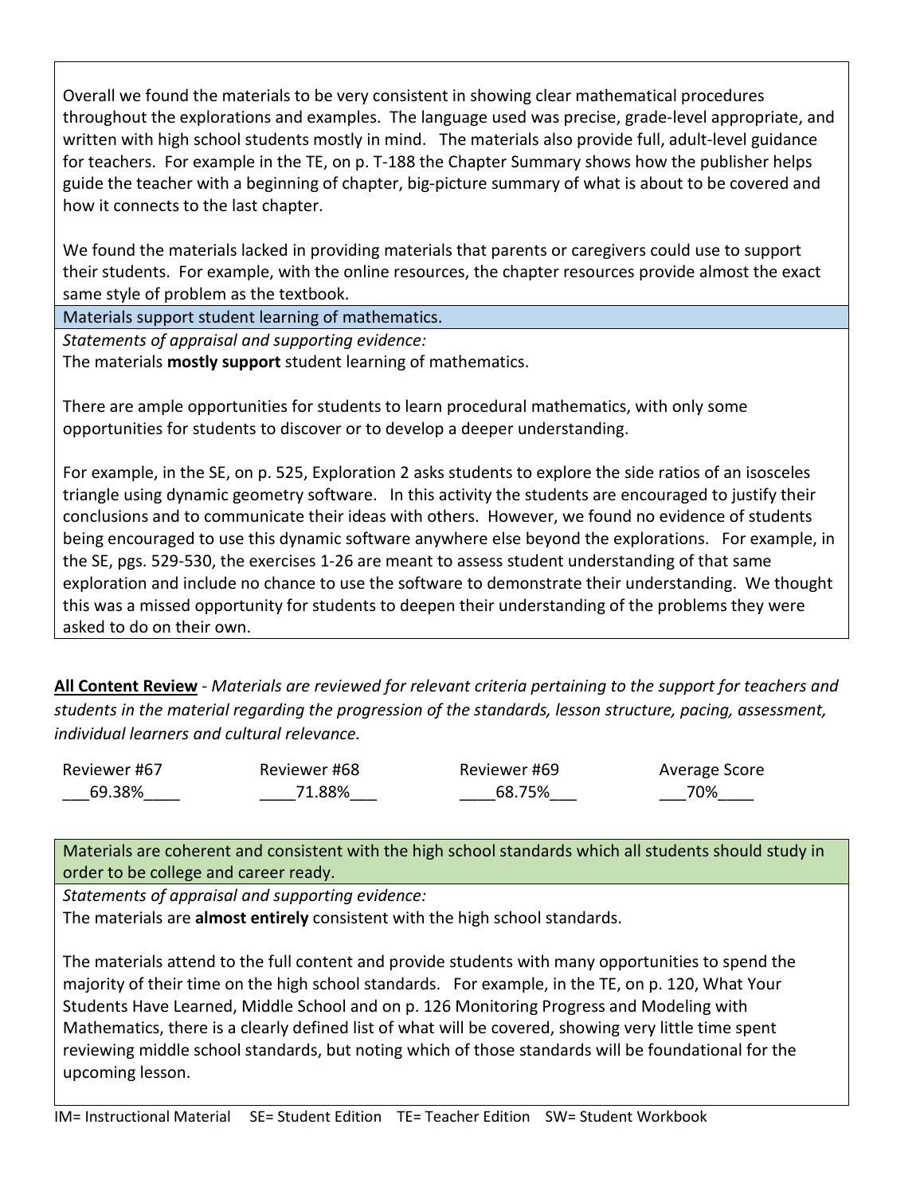Overall we found the materials to be very consistent in showing clear mathematical procedures throughout the explorations and examples. The language used was precise, grade-level appropriate, and written with high school students mostly in mind. The materials also provide full, adult-level guidance for teachers. For example in the TE, on p. T-188 the Chapter Summary shows how the publisher helps guide the teacher with a beginning of chapter, big-picture summary of what is about to be covered and how it connects to the last chapter.

We found the materials lacked in providing materials that parents or caregivers could use to support their students. For example, with the online resources, the chapter resources provide almost the exact same style of problem as the textbook.

| Materials support student learning of mathematics. |
|---|
| *Statements of appraisal and supporting evidence:*<br>The materials **mostly support** student learning of mathematics.<br><br>There are ample opportunities for students to learn procedural mathematics, with only some opportunities for students to discover or to develop a deeper understanding.<br><br>For example, in the SE, on p. 525, Exploration 2 asks students to explore the side ratios of an isosceles triangle using dynamic geometry software. In this activity the students are encouraged to justify their conclusions and to communicate their ideas with others. However, we found no evidence of students being encouraged to use this dynamic software anywhere else beyond the explorations. For example, in the SE, pgs. 529-530, the exercises 1-26 are meant to assess student understanding of that same exploration and include no chance to use the software to demonstrate their understanding. We thought this was a missed opportunity for students to deepen their understanding of the problems they were asked to do on their own. |

**All Content Review** - *Materials are reviewed for relevant criteria pertaining to the support for teachers and students in the material regarding the progression of the standards, lesson structure, pacing, assessment, individual learners and cultural relevance.*

| Reviewer #67 | Reviewer #68 | Reviewer #69 | Average Score |
|---|---|---|---|
| 69.38% | 71.88% | 68.75% | 70% |

| Materials are coherent and consistent with the high school standards which all students should study in order to be college and career ready. |
|---|
| *Statements of appraisal and supporting evidence:*<br>The materials are **almost entirely** consistent with the high school standards.<br><br>The materials attend to the full content and provide students with many opportunities to spend the majority of their time on the high school standards. For example, in the TE, on p. 120, What Your Students Have Learned, Middle School and on p. 126 Monitoring Progress and Modeling with Mathematics, there is a clearly defined list of what will be covered, showing very little time spent reviewing middle school standards, but noting which of those standards will be foundational for the upcoming lesson. |

IM= Instructional Material SE= Student Edition TE= Teacher Edition SW= Student Workbook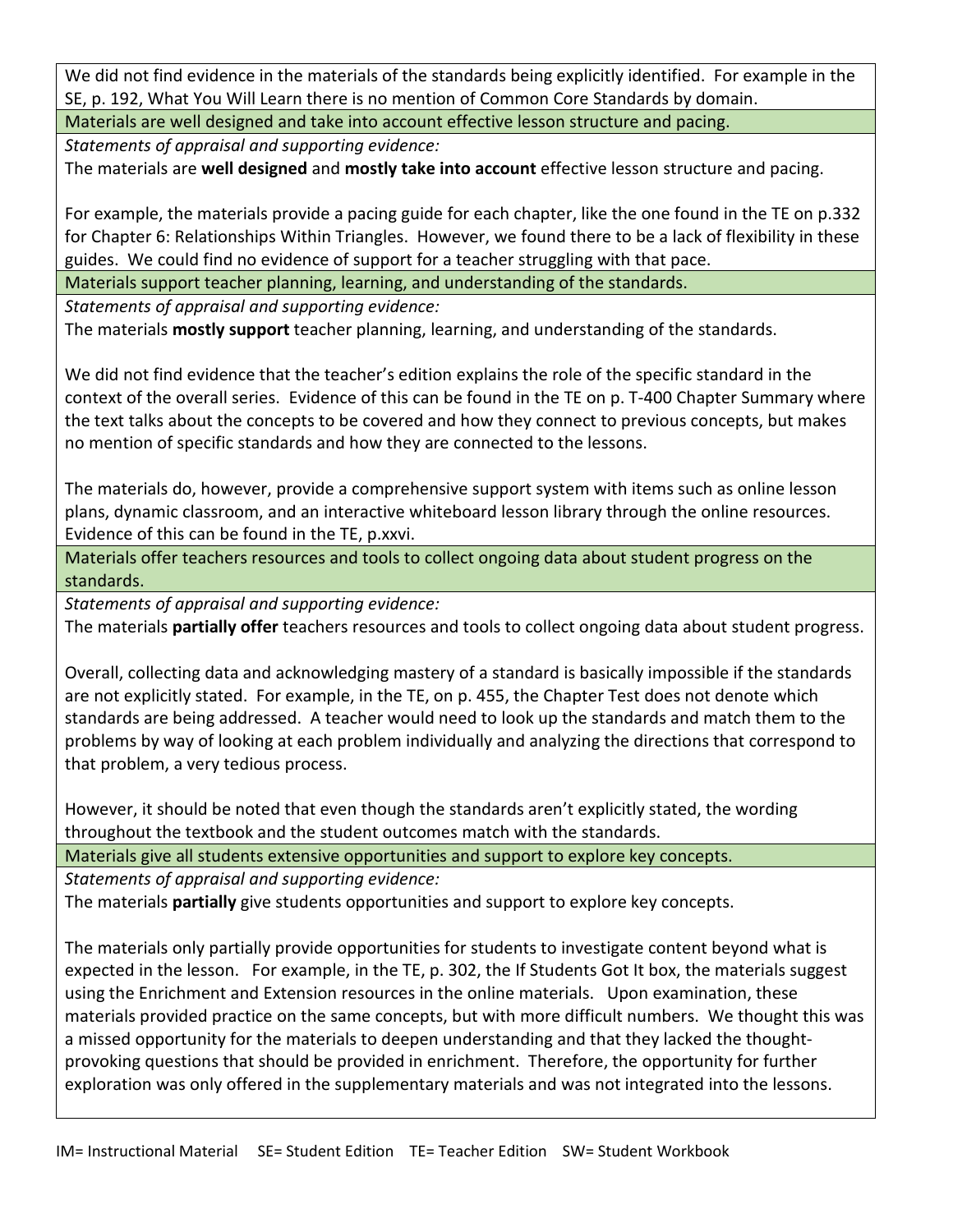We did not find evidence in the materials of the standards being explicitly identified. For example in the SE, p. 192, What You Will Learn there is no mention of Common Core Standards by domain.

**Materials are well designed and take into account effective lesson structure and pacing.**

*Statements of appraisal and supporting evidence:*

The materials are **well designed** and **mostly take into account** effective lesson structure and pacing.

For example, the materials provide a pacing guide for each chapter, like the one found in the TE on p.332 for Chapter 6: Relationships Within Triangles. However, we found there to be a lack of flexibility in these guides. We could find no evidence of support for a teacher struggling with that pace.

**Materials support teacher planning, learning, and understanding of the standards.**

*Statements of appraisal and supporting evidence:*

The materials **mostly support** teacher planning, learning, and understanding of the standards.

We did not find evidence that the teacher's edition explains the role of the specific standard in the context of the overall series. Evidence of this can be found in the TE on p. T-400 Chapter Summary where the text talks about the concepts to be covered and how they connect to previous concepts, but makes no mention of specific standards and how they are connected to the lessons.

The materials do, however, provide a comprehensive support system with items such as online lesson plans, dynamic classroom, and an interactive whiteboard lesson library through the online resources. Evidence of this can be found in the TE, p.xxvi.

**Materials offer teachers resources and tools to collect ongoing data about student progress on the standards.**

*Statements of appraisal and supporting evidence:*

The materials **partially offer** teachers resources and tools to collect ongoing data about student progress.

Overall, collecting data and acknowledging mastery of a standard is basically impossible if the standards are not explicitly stated. For example, in the TE, on p. 455, the Chapter Test does not denote which standards are being addressed. A teacher would need to look up the standards and match them to the problems by way of looking at each problem individually and analyzing the directions that correspond to that problem, a very tedious process.

However, it should be noted that even though the standards aren't explicitly stated, the wording throughout the textbook and the student outcomes match with the standards.

**Materials give all students extensive opportunities and support to explore key concepts.**

*Statements of appraisal and supporting evidence:*

The materials **partially** give students opportunities and support to explore key concepts.

The materials only partially provide opportunities for students to investigate content beyond what is expected in the lesson. For example, in the TE, p. 302, the If Students Got It box, the materials suggest using the Enrichment and Extension resources in the online materials. Upon examination, these materials provided practice on the same concepts, but with more difficult numbers. We thought this was a missed opportunity for the materials to deepen understanding and that they lacked the thought-provoking questions that should be provided in enrichment. Therefore, the opportunity for further exploration was only offered in the supplementary materials and was not integrated into the lessons.

IM= Instructional Material SE= Student Edition TE= Teacher Edition SW= Student Workbook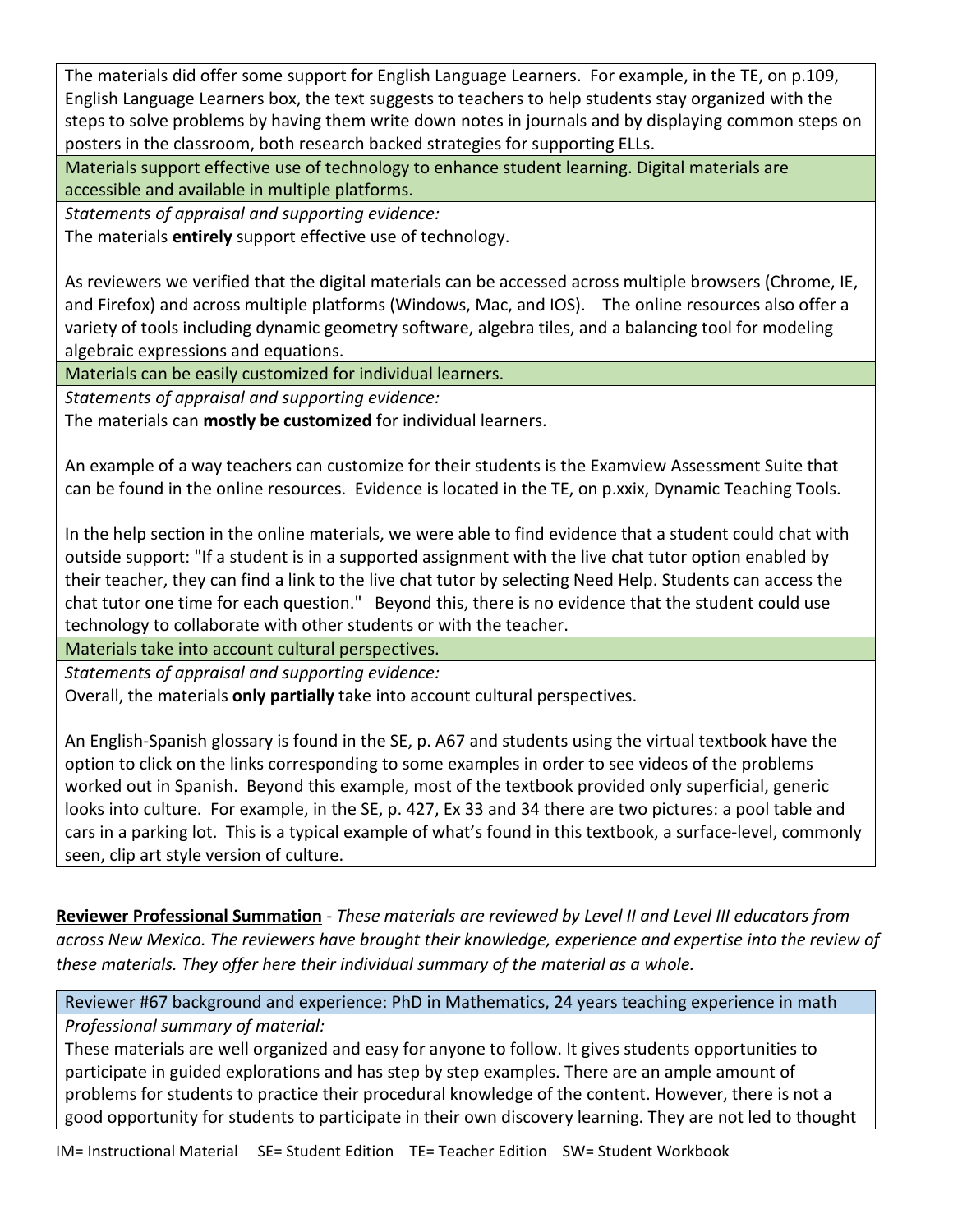The materials did offer some support for English Language Learners. For example, in the TE, on p.109, English Language Learners box, the text suggests to teachers to help students stay organized with the steps to solve problems by having them write down notes in journals and by displaying common steps on posters in the classroom, both research backed strategies for supporting ELLs.

**Materials support effective use of technology to enhance student learning. Digital materials are accessible and available in multiple platforms.**

*Statements of appraisal and supporting evidence:*

The materials **entirely** support effective use of technology.

As reviewers we verified that the digital materials can be accessed across multiple browsers (Chrome, IE, and Firefox) and across multiple platforms (Windows, Mac, and IOS). The online resources also offer a variety of tools including dynamic geometry software, algebra tiles, and a balancing tool for modeling algebraic expressions and equations.

**Materials can be easily customized for individual learners.**

*Statements of appraisal and supporting evidence:*

The materials can **mostly be customized** for individual learners.

An example of a way teachers can customize for their students is the Examview Assessment Suite that can be found in the online resources. Evidence is located in the TE, on p.xxix, Dynamic Teaching Tools.

In the help section in the online materials, we were able to find evidence that a student could chat with outside support: "If a student is in a supported assignment with the live chat tutor option enabled by their teacher, they can find a link to the live chat tutor by selecting Need Help. Students can access the chat tutor one time for each question." Beyond this, there is no evidence that the student could use technology to collaborate with other students or with the teacher.

**Materials take into account cultural perspectives.**

*Statements of appraisal and supporting evidence:*

Overall, the materials **only partially** take into account cultural perspectives.

An English-Spanish glossary is found in the SE, p. A67 and students using the virtual textbook have the option to click on the links corresponding to some examples in order to see videos of the problems worked out in Spanish. Beyond this example, most of the textbook provided only superficial, generic looks into culture. For example, in the SE, p. 427, Ex 33 and 34 there are two pictures: a pool table and cars in a parking lot. This is a typical example of what's found in this textbook, a surface-level, commonly seen, clip art style version of culture.

**Reviewer Professional Summation** - *These materials are reviewed by Level II and Level III educators from across New Mexico. The reviewers have brought their knowledge, experience and expertise into the review of these materials. They offer here their individual summary of the material as a whole.*

**Reviewer #67 background and experience: PhD in Mathematics, 24 years teaching experience in math**

*Professional summary of material:*

These materials are well organized and easy for anyone to follow. It gives students opportunities to participate in guided explorations and has step by step examples. There are an ample amount of problems for students to practice their procedural knowledge of the content. However, there is not a good opportunity for students to participate in their own discovery learning. They are not led to thought

IM= Instructional Material SE= Student Edition TE= Teacher Edition SW= Student Workbook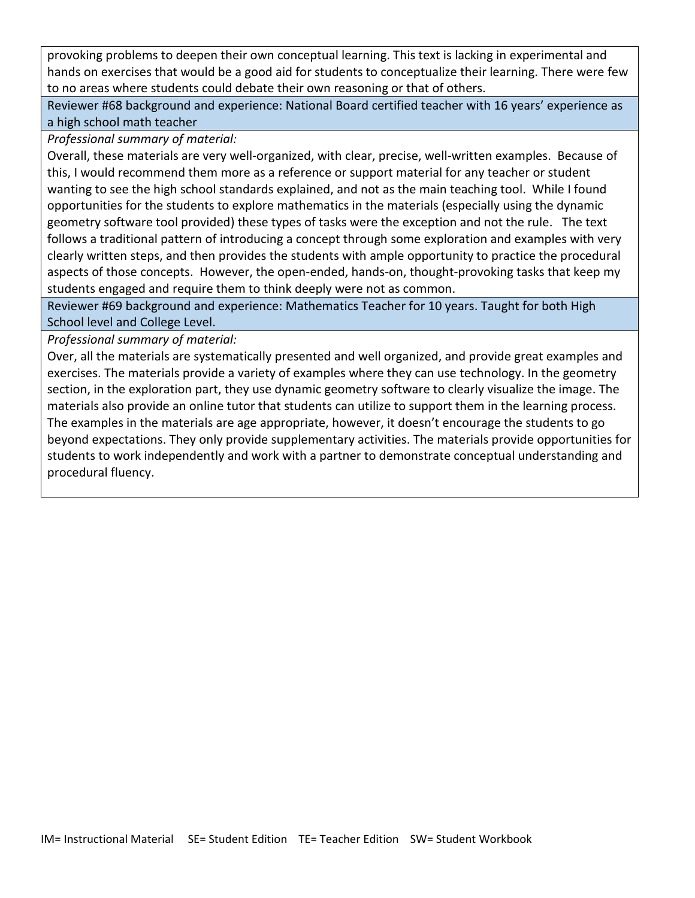provoking problems to deepen their own conceptual learning. This text is lacking in experimental and hands on exercises that would be a good aid for students to conceptualize their learning. There were few to no areas where students could debate their own reasoning or that of others.

Reviewer #68 background and experience: National Board certified teacher with 16 years' experience as a high school math teacher

*Professional summary of material:*

Overall, these materials are very well-organized, with clear, precise, well-written examples. Because of this, I would recommend them more as a reference or support material for any teacher or student wanting to see the high school standards explained, and not as the main teaching tool. While I found opportunities for the students to explore mathematics in the materials (especially using the dynamic geometry software tool provided) these types of tasks were the exception and not the rule. The text follows a traditional pattern of introducing a concept through some exploration and examples with very clearly written steps, and then provides the students with ample opportunity to practice the procedural aspects of those concepts. However, the open-ended, hands-on, thought-provoking tasks that keep my students engaged and require them to think deeply were not as common.

Reviewer #69 background and experience: Mathematics Teacher for 10 years. Taught for both High School level and College Level.

*Professional summary of material:*

Over, all the materials are systematically presented and well organized, and provide great examples and exercises. The materials provide a variety of examples where they can use technology. In the geometry section, in the exploration part, they use dynamic geometry software to clearly visualize the image. The materials also provide an online tutor that students can utilize to support them in the learning process. The examples in the materials are age appropriate, however, it doesn't encourage the students to go beyond expectations. They only provide supplementary activities. The materials provide opportunities for students to work independently and work with a partner to demonstrate conceptual understanding and procedural fluency.

IM= Instructional Material SE= Student Edition TE= Teacher Edition SW= Student Workbook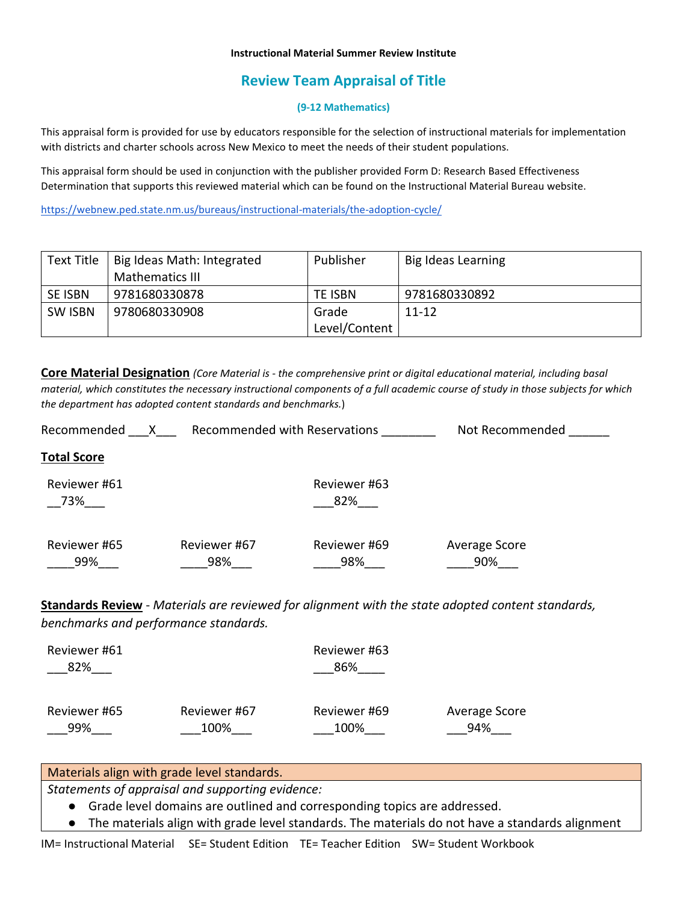**Instructional Material Summer Review Institute**

## Review Team Appraisal of Title

**(9-12 Mathematics)**

This appraisal form is provided for use by educators responsible for the selection of instructional materials for implementation with districts and charter schools across New Mexico to meet the needs of their student populations.

This appraisal form should be used in conjunction with the publisher provided Form D: Research Based Effectiveness Determination that supports this reviewed material which can be found on the Instructional Material Bureau website.

https://webnew.ped.state.nm.us/bureaus/instructional-materials/the-adoption-cycle/

| Text Title | Big Ideas Math: Integrated Mathematics III | Publisher | Big Ideas Learning |
|---|---|---|---|
| SE ISBN | 9781680330878 | TE ISBN | 9781680330892 |
| SW ISBN | 9780680330908 | Grade Level/Content | 11-12 |

**Core Material Designation** *(Core Material is - the comprehensive print or digital educational material, including basal material, which constitutes the necessary instructional components of a full academic course of study in those subjects for which the department has adopted content standards and benchmarks.)*

Recommended ___X___ Recommended with Reservations ________ Not Recommended ______

**Total Score**

| Reviewer #61 | | Reviewer #63 | |
|---|---|---|---|
| 73% | | 82% | |
| **Reviewer #65** | **Reviewer #67** | **Reviewer #69** | **Average Score** |
| 99% | 98% | 98% | 90% |

**Standards Review** - *Materials are reviewed for alignment with the state adopted content standards, benchmarks and performance standards.*

| Reviewer #61 | | Reviewer #63 | |
|---|---|---|---|
| 82% | | 86% | |
| **Reviewer #65** | **Reviewer #67** | **Reviewer #69** | **Average Score** |
| 99% | 100% | 100% | 94% |

| Materials align with grade level standards. |
|---|
| *Statements of appraisal and supporting evidence:*<br>● Grade level domains are outlined and corresponding topics are addressed.<br>● The materials align with grade level standards. The materials do not have a standards alignment |

IM= Instructional Material SE= Student Edition TE= Teacher Edition SW= Student Workbook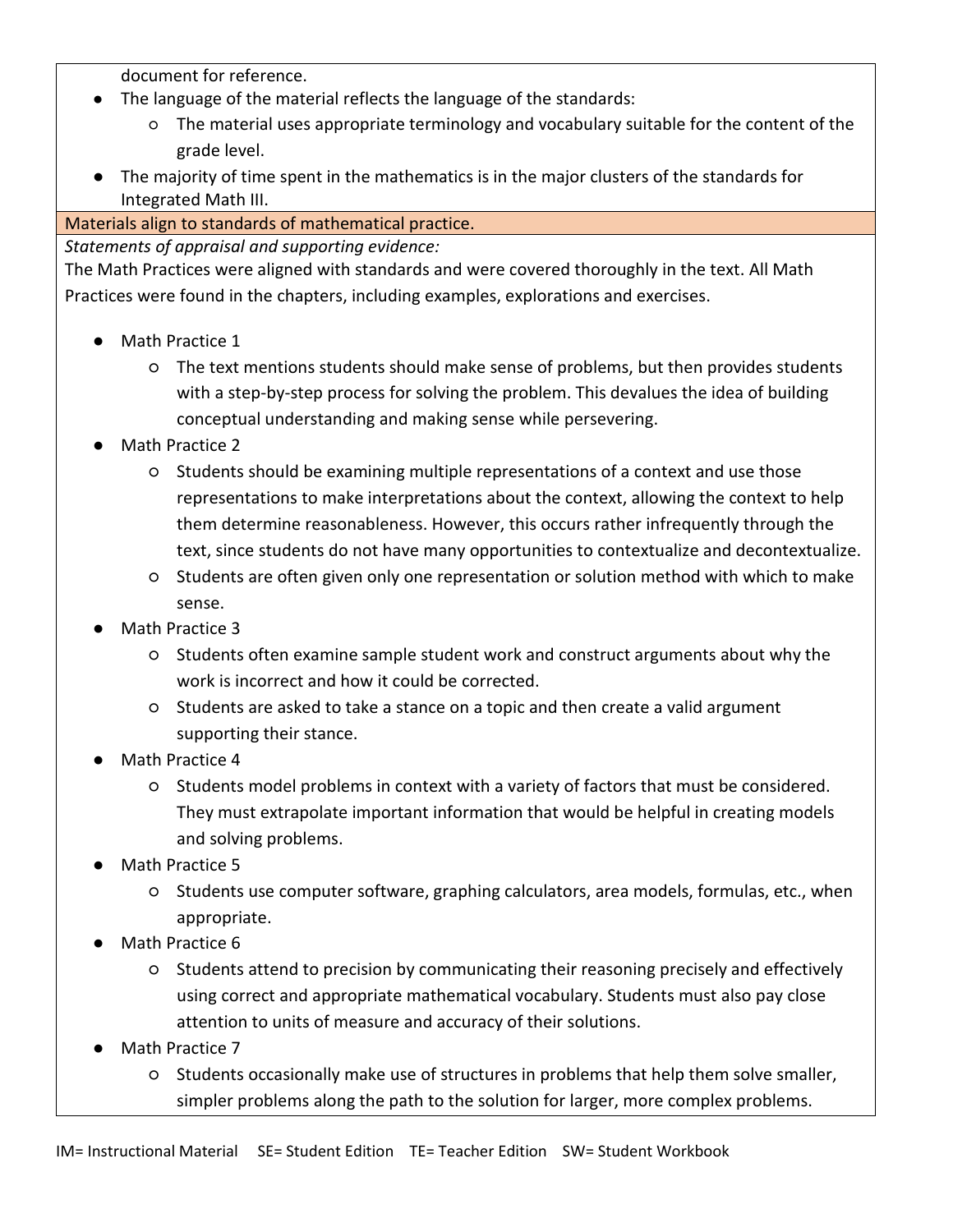document for reference.

- The language of the material reflects the language of the standards:
  - The material uses appropriate terminology and vocabulary suitable for the content of the grade level.
- The majority of time spent in the mathematics is in the major clusters of the standards for Integrated Math III.

**Materials align to standards of mathematical practice.**

*Statements of appraisal and supporting evidence:*

The Math Practices were aligned with standards and were covered thoroughly in the text. All Math Practices were found in the chapters, including examples, explorations and exercises.

- Math Practice 1
  - The text mentions students should make sense of problems, but then provides students with a step-by-step process for solving the problem. This devalues the idea of building conceptual understanding and making sense while persevering.
- Math Practice 2
  - Students should be examining multiple representations of a context and use those representations to make interpretations about the context, allowing the context to help them determine reasonableness. However, this occurs rather infrequently through the text, since students do not have many opportunities to contextualize and decontextualize.
  - Students are often given only one representation or solution method with which to make sense.
- Math Practice 3
  - Students often examine sample student work and construct arguments about why the work is incorrect and how it could be corrected.
  - Students are asked to take a stance on a topic and then create a valid argument supporting their stance.
- Math Practice 4
  - Students model problems in context with a variety of factors that must be considered. They must extrapolate important information that would be helpful in creating models and solving problems.
- Math Practice 5
  - Students use computer software, graphing calculators, area models, formulas, etc., when appropriate.
- Math Practice 6
  - Students attend to precision by communicating their reasoning precisely and effectively using correct and appropriate mathematical vocabulary. Students must also pay close attention to units of measure and accuracy of their solutions.
- Math Practice 7
  - Students occasionally make use of structures in problems that help them solve smaller, simpler problems along the path to the solution for larger, more complex problems.

IM= Instructional Material SE= Student Edition TE= Teacher Edition SW= Student Workbook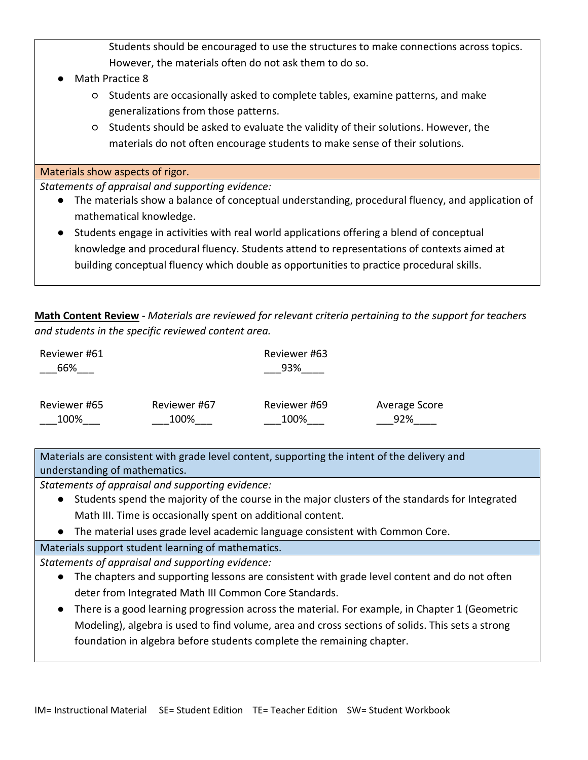Students should be encouraged to use the structures to make connections across topics. However, the materials often do not ask them to do so.

- Math Practice 8
  - Students are occasionally asked to complete tables, examine patterns, and make generalizations from those patterns.
  - Students should be asked to evaluate the validity of their solutions. However, the materials do not often encourage students to make sense of their solutions.

**Materials show aspects of rigor.**

*Statements of appraisal and supporting evidence:*

- The materials show a balance of conceptual understanding, procedural fluency, and application of mathematical knowledge.
- Students engage in activities with real world applications offering a blend of conceptual knowledge and procedural fluency. Students attend to representations of contexts aimed at building conceptual fluency which double as opportunities to practice procedural skills.

**Math Content Review** - *Materials are reviewed for relevant criteria pertaining to the support for teachers and students in the specific reviewed content area.*

| Reviewer #61 | | Reviewer #63 | |
|---|---|---|---|
| 66% | | 93% | |
| **Reviewer #65** | **Reviewer #67** | **Reviewer #69** | **Average Score** |
| 100% | 100% | 100% | 92% |

**Materials are consistent with grade level content, supporting the intent of the delivery and understanding of mathematics.**

*Statements of appraisal and supporting evidence:*

- Students spend the majority of the course in the major clusters of the standards for Integrated Math III. Time is occasionally spent on additional content.
- The material uses grade level academic language consistent with Common Core.

**Materials support student learning of mathematics.**

*Statements of appraisal and supporting evidence:*

- The chapters and supporting lessons are consistent with grade level content and do not often deter from Integrated Math III Common Core Standards.
- There is a good learning progression across the material. For example, in Chapter 1 (Geometric Modeling), algebra is used to find volume, area and cross sections of solids. This sets a strong foundation in algebra before students complete the remaining chapter.

IM= Instructional Material SE= Student Edition TE= Teacher Edition SW= Student Workbook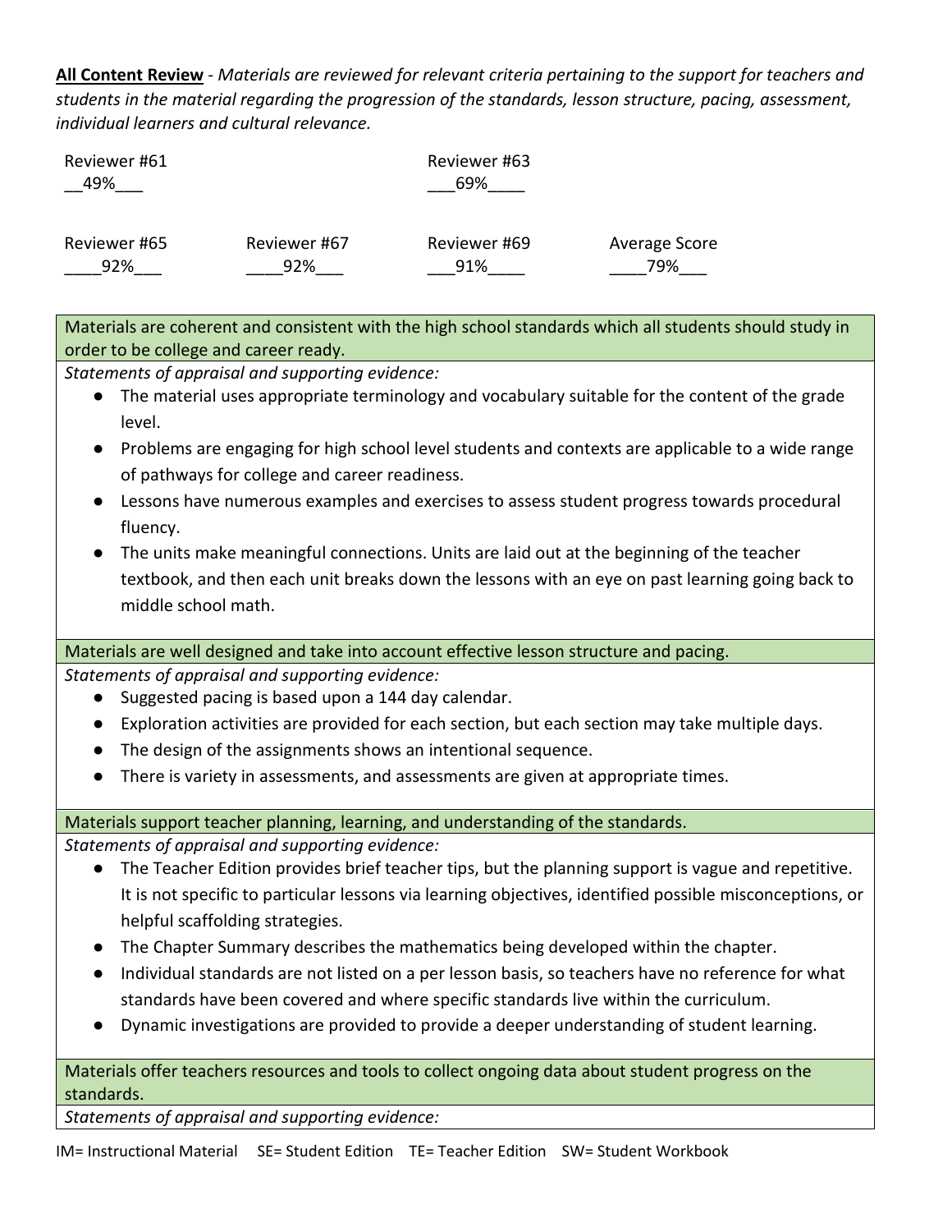**All Content Review** - *Materials are reviewed for relevant criteria pertaining to the support for teachers and students in the material regarding the progression of the standards, lesson structure, pacing, assessment, individual learners and cultural relevance.*

| Reviewer #61 | | Reviewer #63 | |
|---|---|---|---|
| __49%___ | | ___69%____ | |
| **Reviewer #65** | **Reviewer #67** | **Reviewer #69** | **Average Score** |
| ____92%___ | ____92%___ | ___91%____ | ____79%___ |

| Materials are coherent and consistent with the high school standards which all students should study in order to be college and career ready. |
|---|
| *Statements of appraisal and supporting evidence:*<br>● The material uses appropriate terminology and vocabulary suitable for the content of the grade level.<br>● Problems are engaging for high school level students and contexts are applicable to a wide range of pathways for college and career readiness.<br>● Lessons have numerous examples and exercises to assess student progress towards procedural fluency.<br>● The units make meaningful connections. Units are laid out at the beginning of the teacher textbook, and then each unit breaks down the lessons with an eye on past learning going back to middle school math. |

| Materials are well designed and take into account effective lesson structure and pacing. |
|---|
| *Statements of appraisal and supporting evidence:*<br>● Suggested pacing is based upon a 144 day calendar.<br>● Exploration activities are provided for each section, but each section may take multiple days.<br>● The design of the assignments shows an intentional sequence.<br>● There is variety in assessments, and assessments are given at appropriate times. |

| Materials support teacher planning, learning, and understanding of the standards. |
|---|
| *Statements of appraisal and supporting evidence:*<br>● The Teacher Edition provides brief teacher tips, but the planning support is vague and repetitive. It is not specific to particular lessons via learning objectives, identified possible misconceptions, or helpful scaffolding strategies.<br>● The Chapter Summary describes the mathematics being developed within the chapter.<br>● Individual standards are not listed on a per lesson basis, so teachers have no reference for what standards have been covered and where specific standards live within the curriculum.<br>● Dynamic investigations are provided to provide a deeper understanding of student learning. |

| Materials offer teachers resources and tools to collect ongoing data about student progress on the standards. |
|---|
| *Statements of appraisal and supporting evidence:* |

IM= Instructional Material SE= Student Edition TE= Teacher Edition SW= Student Workbook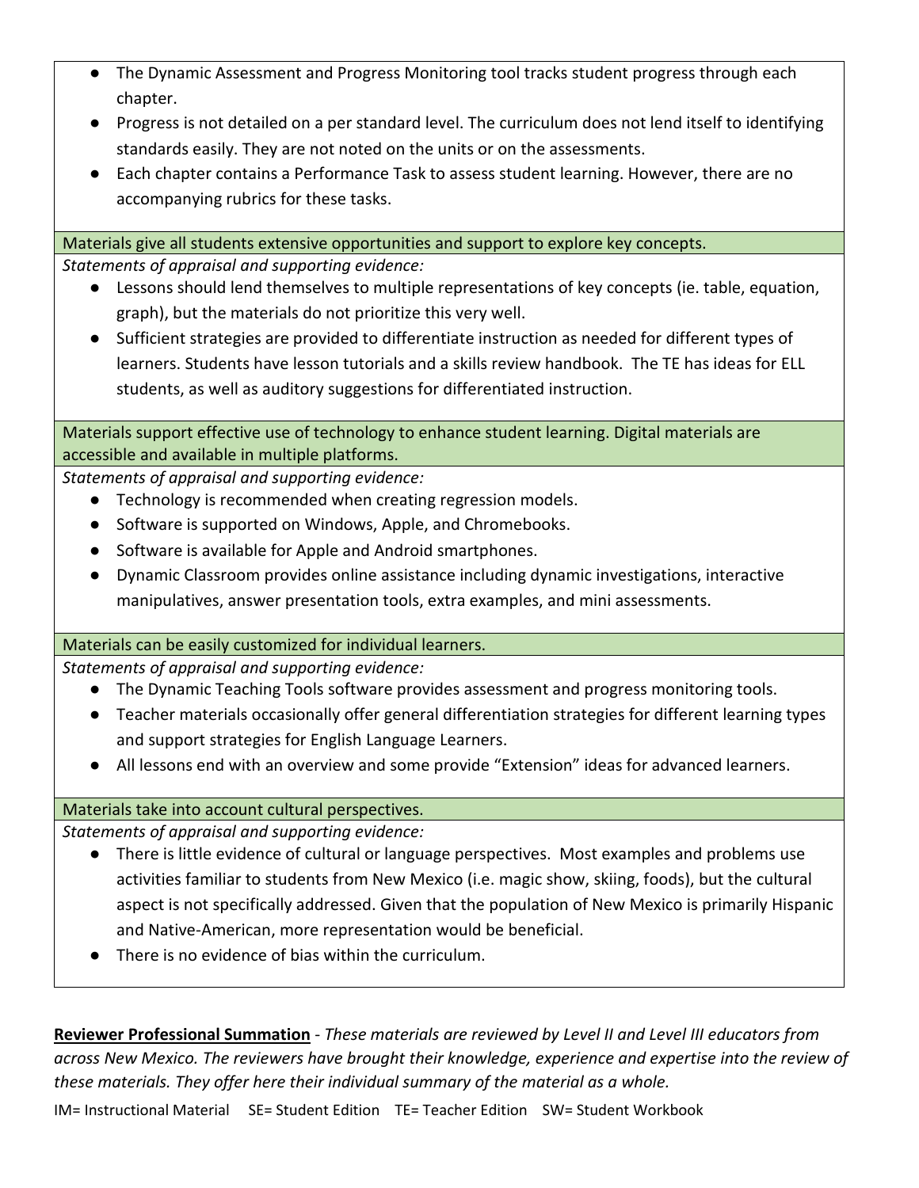- The Dynamic Assessment and Progress Monitoring tool tracks student progress through each chapter.
- Progress is not detailed on a per standard level. The curriculum does not lend itself to identifying standards easily. They are not noted on the units or on the assessments.
- Each chapter contains a Performance Task to assess student learning. However, there are no accompanying rubrics for these tasks.

Materials give all students extensive opportunities and support to explore key concepts.

*Statements of appraisal and supporting evidence:*

- Lessons should lend themselves to multiple representations of key concepts (ie. table, equation, graph), but the materials do not prioritize this very well.
- Sufficient strategies are provided to differentiate instruction as needed for different types of learners. Students have lesson tutorials and a skills review handbook. The TE has ideas for ELL students, as well as auditory suggestions for differentiated instruction.

Materials support effective use of technology to enhance student learning. Digital materials are accessible and available in multiple platforms.

*Statements of appraisal and supporting evidence:*

- Technology is recommended when creating regression models.
- Software is supported on Windows, Apple, and Chromebooks.
- Software is available for Apple and Android smartphones.
- Dynamic Classroom provides online assistance including dynamic investigations, interactive manipulatives, answer presentation tools, extra examples, and mini assessments.

Materials can be easily customized for individual learners.

*Statements of appraisal and supporting evidence:*

- The Dynamic Teaching Tools software provides assessment and progress monitoring tools.
- Teacher materials occasionally offer general differentiation strategies for different learning types and support strategies for English Language Learners.
- All lessons end with an overview and some provide "Extension" ideas for advanced learners.

Materials take into account cultural perspectives.

*Statements of appraisal and supporting evidence:*

- There is little evidence of cultural or language perspectives. Most examples and problems use activities familiar to students from New Mexico (i.e. magic show, skiing, foods), but the cultural aspect is not specifically addressed. Given that the population of New Mexico is primarily Hispanic and Native-American, more representation would be beneficial.
- There is no evidence of bias within the curriculum.

**Reviewer Professional Summation** - *These materials are reviewed by Level II and Level III educators from across New Mexico. The reviewers have brought their knowledge, experience and expertise into the review of these materials. They offer here their individual summary of the material as a whole.*

IM= Instructional Material SE= Student Edition TE= Teacher Edition SW= Student Workbook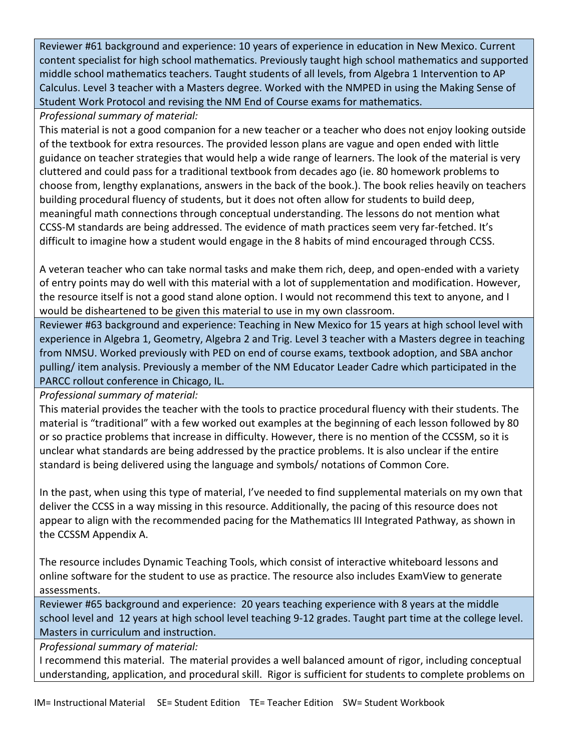| Reviewer #61 background and experience: 10 years of experience in education in New Mexico. Current content specialist for high school mathematics. Previously taught high school mathematics and supported middle school mathematics teachers. Taught students of all levels, from Algebra 1 Intervention to AP Calculus. Level 3 teacher with a Masters degree. Worked with the NMPED in using the Making Sense of Student Work Protocol and revising the NM End of Course exams for mathematics. |
|---|
| *Professional summary of material:*<br>This material is not a good companion for a new teacher or a teacher who does not enjoy looking outside of the textbook for extra resources. The provided lesson plans are vague and open ended with little guidance on teacher strategies that would help a wide range of learners. The look of the material is very cluttered and could pass for a traditional textbook from decades ago (ie. 80 homework problems to choose from, lengthy explanations, answers in the back of the book.). The book relies heavily on teachers building procedural fluency of students, but it does not often allow for students to build deep, meaningful math connections through conceptual understanding. The lessons do not mention what CCSS-M standards are being addressed. The evidence of math practices seem very far-fetched. It's difficult to imagine how a student would engage in the 8 habits of mind encouraged through CCSS.<br><br>A veteran teacher who can take normal tasks and make them rich, deep, and open-ended with a variety of entry points may do well with this material with a lot of supplementation and modification. However, the resource itself is not a good stand alone option. I would not recommend this text to anyone, and I would be disheartened to be given this material to use in my own classroom. |
| Reviewer #63 background and experience: Teaching in New Mexico for 15 years at high school level with experience in Algebra 1, Geometry, Algebra 2 and Trig. Level 3 teacher with a Masters degree in teaching from NMSU. Worked previously with PED on end of course exams, textbook adoption, and SBA anchor pulling/ item analysis. Previously a member of the NM Educator Leader Cadre which participated in the PARCC rollout conference in Chicago, IL. |
| *Professional summary of material:*<br>This material provides the teacher with the tools to practice procedural fluency with their students. The material is "traditional" with a few worked out examples at the beginning of each lesson followed by 80 or so practice problems that increase in difficulty. However, there is no mention of the CCSSM, so it is unclear what standards are being addressed by the practice problems. It is also unclear if the entire standard is being delivered using the language and symbols/ notations of Common Core.<br><br>In the past, when using this type of material, I've needed to find supplemental materials on my own that deliver the CCSS in a way missing in this resource. Additionally, the pacing of this resource does not appear to align with the recommended pacing for the Mathematics III Integrated Pathway, as shown in the CCSSM Appendix A.<br><br>The resource includes Dynamic Teaching Tools, which consist of interactive whiteboard lessons and online software for the student to use as practice. The resource also includes ExamView to generate assessments. |
| Reviewer #65 background and experience: 20 years teaching experience with 8 years at the middle school level and 12 years at high school level teaching 9-12 grades. Taught part time at the college level. Masters in curriculum and instruction. |
| *Professional summary of material:*<br>I recommend this material. The material provides a well balanced amount of rigor, including conceptual understanding, application, and procedural skill. Rigor is sufficient for students to complete problems on |

IM= Instructional Material SE= Student Edition TE= Teacher Edition SW= Student Workbook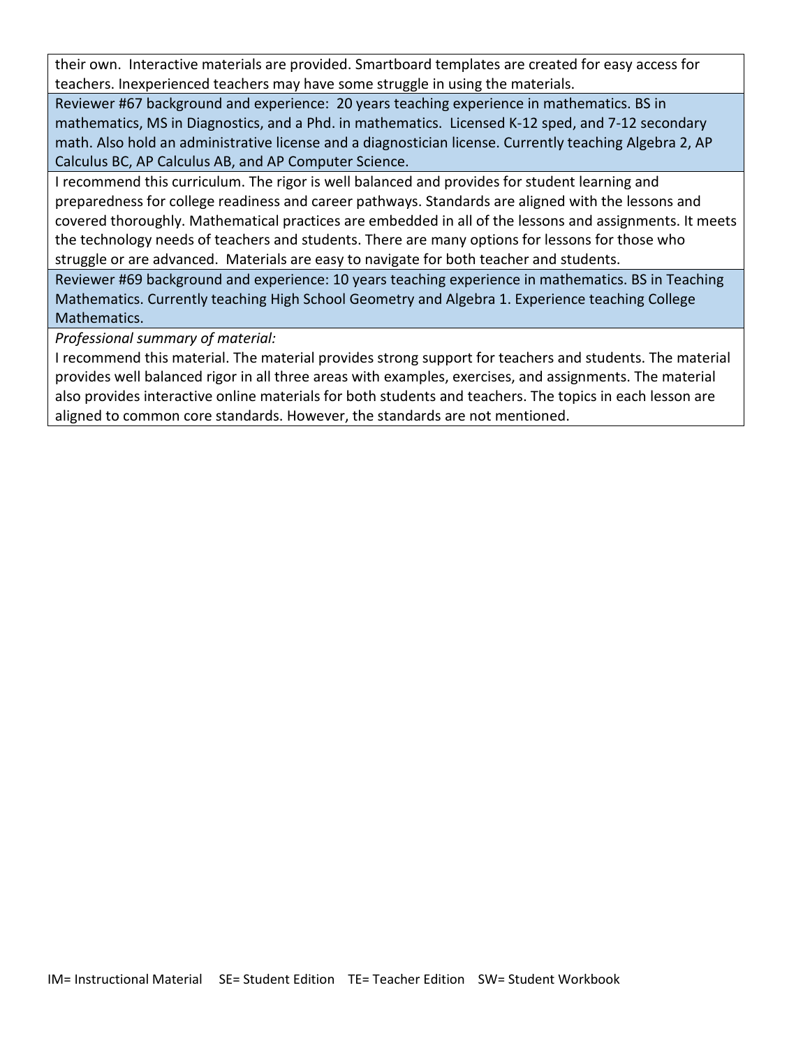| |
|---|
| their own. Interactive materials are provided. Smartboard templates are created for easy access for teachers. Inexperienced teachers may have some struggle in using the materials. |
| Reviewer #67 background and experience: 20 years teaching experience in mathematics. BS in mathematics, MS in Diagnostics, and a Phd. in mathematics. Licensed K-12 sped, and 7-12 secondary math. Also hold an administrative license and a diagnostician license. Currently teaching Algebra 2, AP Calculus BC, AP Calculus AB, and AP Computer Science. |
| I recommend this curriculum. The rigor is well balanced and provides for student learning and preparedness for college readiness and career pathways. Standards are aligned with the lessons and covered thoroughly. Mathematical practices are embedded in all of the lessons and assignments. It meets the technology needs of teachers and students. There are many options for lessons for those who struggle or are advanced. Materials are easy to navigate for both teacher and students. |
| Reviewer #69 background and experience: 10 years teaching experience in mathematics. BS in Teaching Mathematics. Currently teaching High School Geometry and Algebra 1. Experience teaching College Mathematics. |
| *Professional summary of material:* I recommend this material. The material provides strong support for teachers and students. The material provides well balanced rigor in all three areas with examples, exercises, and assignments. The material also provides interactive online materials for both students and teachers. The topics in each lesson are aligned to common core standards. However, the standards are not mentioned. |

IM= Instructional Material SE= Student Edition TE= Teacher Edition SW= Student Workbook